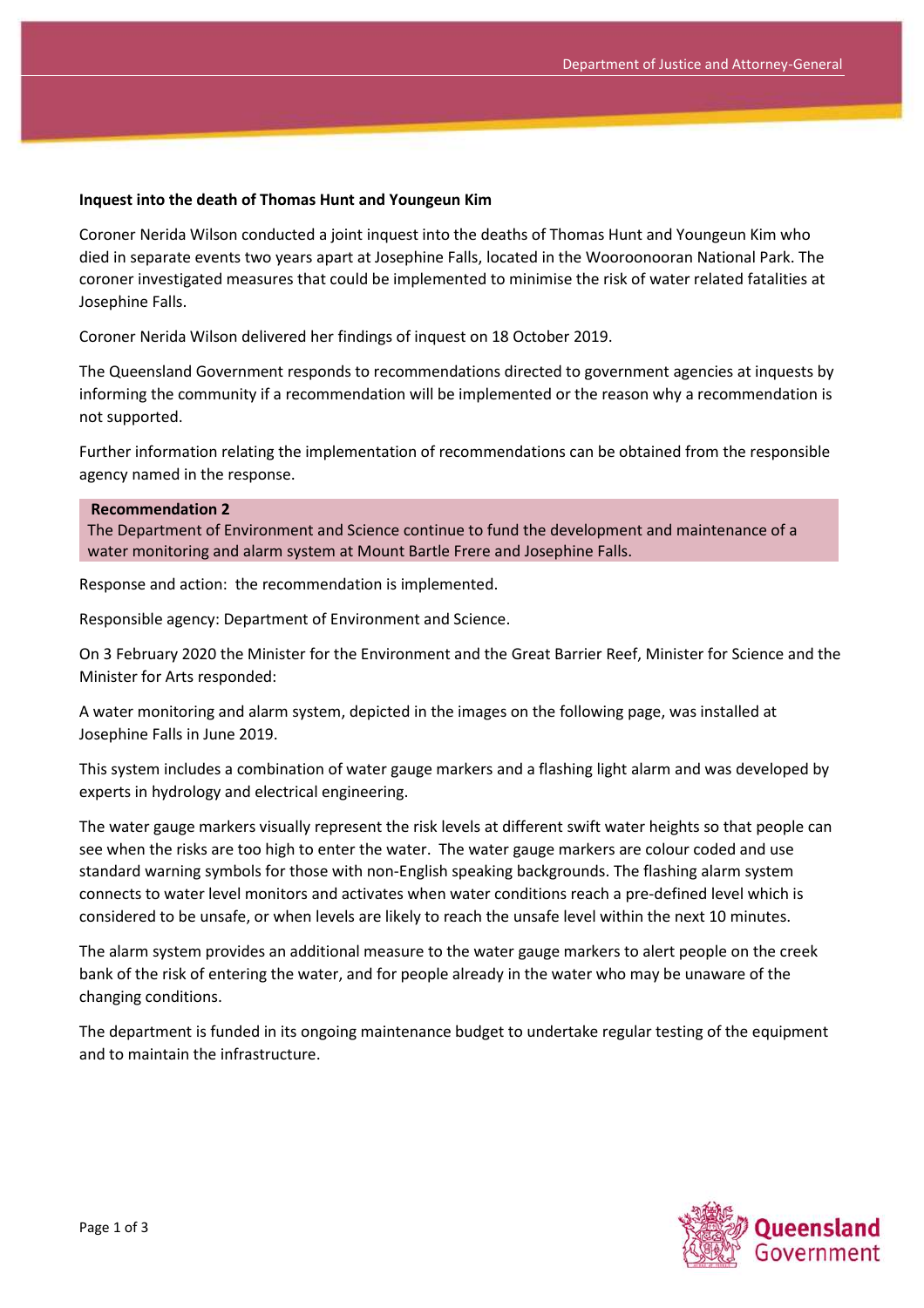**Inquest into the death of Thomas Hunt and Youngeun Kim**

Coroner Nerida Wilson conducted a joint inquest into the deaths of Thomas Hunt and Youngeun Kim who died in separate events two years apart at Josephine Falls, located in the Wooroonooran National Park. The coroner investigated measures that could be implemented to minimise the risk of water related fatalities at Josephine Falls.

Coroner Nerida Wilson delivered her findings of inquest on 18 October 2019.

The Queensland Government responds to recommendations directed to government agencies at inquests by informing the community if a recommendation will be implemented or the reason why a recommendation is not supported.

Further information relating the implementation of recommendations can be obtained from the responsible agency named in the response.

**Recommendation 2**

The Department of Environment and Science continue to fund the development and maintenance of a water monitoring and alarm system at Mount Bartle Frere and Josephine Falls.

Response and action: the recommendation is implemented.

Responsible agency: Department of Environment and Science.

On 3 February 2020 the Minister for the Environment and the Great Barrier Reef, Minister for Science and the Minister for Arts responded:

A water monitoring and alarm system, depicted in the images on the following page, was installed at Josephine Falls in June 2019.

This system includes a combination of water gauge markers and a flashing light alarm and was developed by experts in hydrology and electrical engineering.

The water gauge markers visually represent the risk levels at different swift water heights so that people can see when the risks are too high to enter the water. The water gauge markers are colour coded and use standard warning symbols for those with non-English speaking backgrounds. The flashing alarm system connects to water level monitors and activates when water conditions reach a pre-defined level which is considered to be unsafe, or when levels are likely to reach the unsafe level within the next 10 minutes.

The alarm system provides an additional measure to the water gauge markers to alert people on the creek bank of the risk of entering the water, and for people already in the water who may be unaware of the changing conditions.

The department is funded in its ongoing maintenance budget to undertake regular testing of the equipment and to maintain the infrastructure.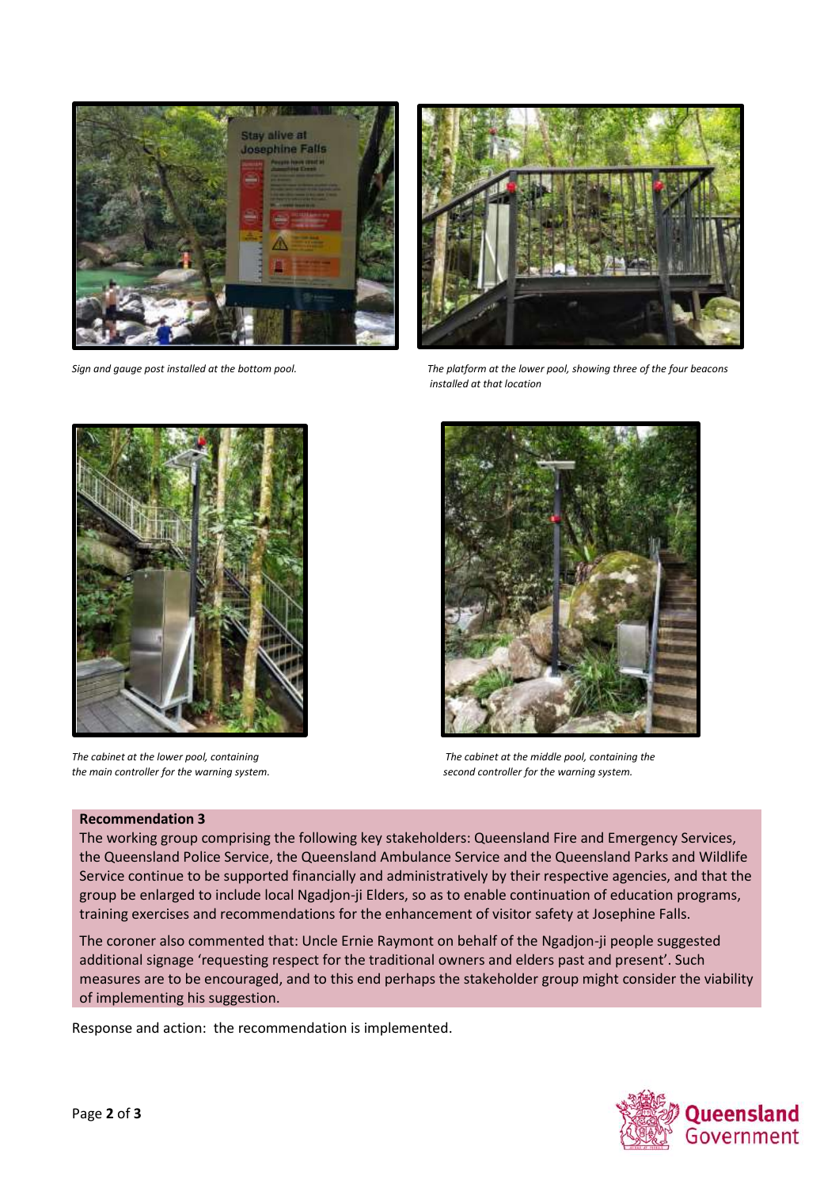*Sign and gauge post installed at the bottom pool.*

*The platform at the lower pool, showing three of the four beacons installed at that location*

*The cabinet at the lower pool, containing the main controller for the warning system.*

*The cabinet at the middle pool, containing the second controller for the warning system.*

**Recommendation 3**

The working group comprising the following key stakeholders: Queensland Fire and Emergency Services, the Queensland Police Service, the Queensland Ambulance Service and the Queensland Parks and Wildlife Service continue to be supported financially and administratively by their respective agencies, and that the group be enlarged to include local Ngadjon-ji Elders, so as to enable continuation of education programs, training exercises and recommendations for the enhancement of visitor safety at Josephine Falls.

The coroner also commented that: Uncle Ernie Raymont on behalf of the Ngadjon-ji people suggested additional signage 'requesting respect for the traditional owners and elders past and present'. Such measures are to be encouraged, and to this end perhaps the stakeholder group might consider the viability of implementing his suggestion.

Response and action: the recommendation is implemented.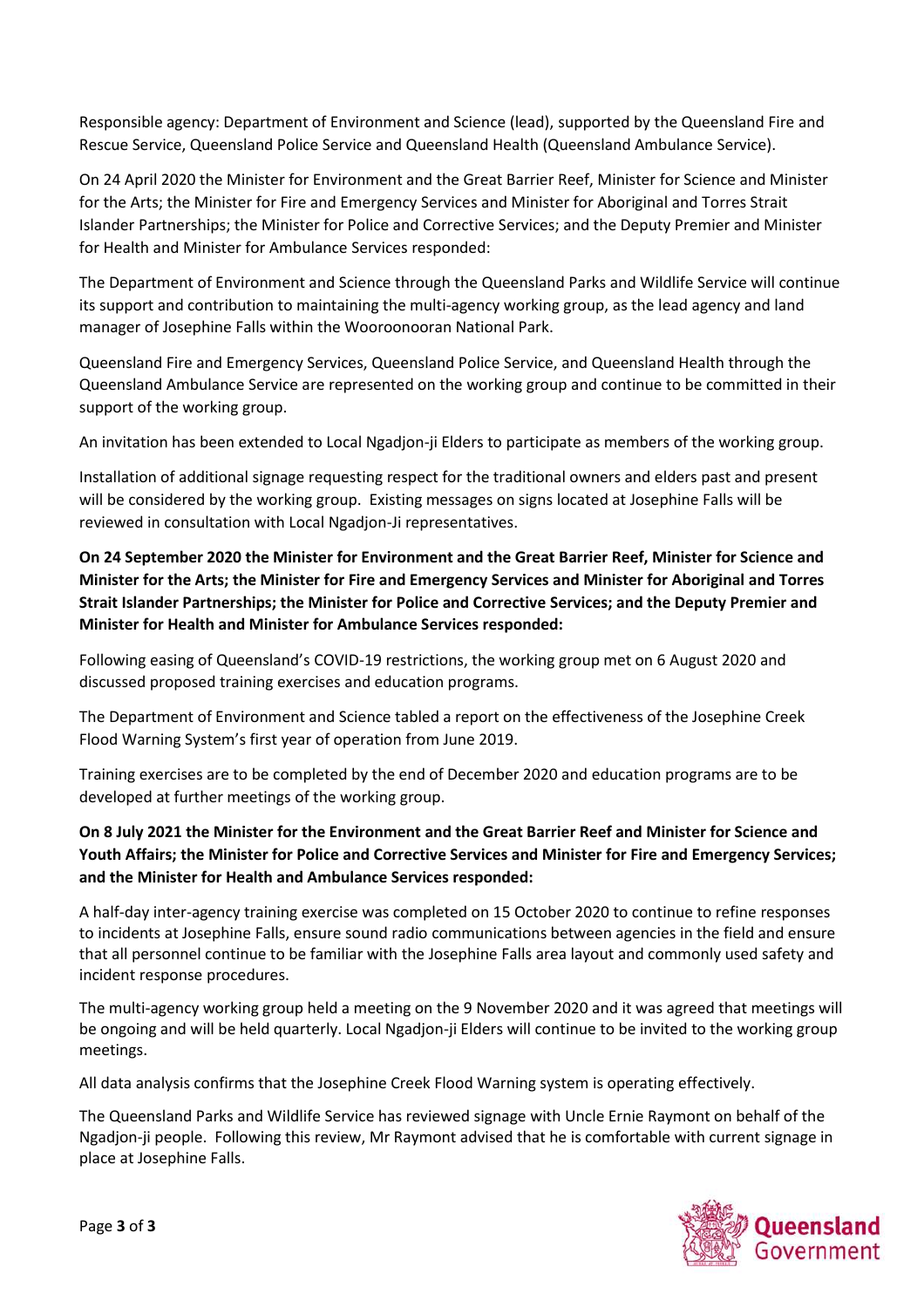Responsible agency: Department of Environment and Science (lead), supported by the Queensland Fire and Rescue Service, Queensland Police Service and Queensland Health (Queensland Ambulance Service).

On 24 April 2020 the Minister for Environment and the Great Barrier Reef, Minister for Science and Minister for the Arts; the Minister for Fire and Emergency Services and Minister for Aboriginal and Torres Strait Islander Partnerships; the Minister for Police and Corrective Services; and the Deputy Premier and Minister for Health and Minister for Ambulance Services responded:

The Department of Environment and Science through the Queensland Parks and Wildlife Service will continue its support and contribution to maintaining the multi-agency working group, as the lead agency and land manager of Josephine Falls within the Wooroonooran National Park.

Queensland Fire and Emergency Services, Queensland Police Service, and Queensland Health through the Queensland Ambulance Service are represented on the working group and continue to be committed in their support of the working group.

An invitation has been extended to Local Ngadjon-ji Elders to participate as members of the working group.

Installation of additional signage requesting respect for the traditional owners and elders past and present will be considered by the working group. Existing messages on signs located at Josephine Falls will be reviewed in consultation with Local Ngadjon-Ji representatives.

**On 24 September 2020 the Minister for Environment and the Great Barrier Reef, Minister for Science and Minister for the Arts; the Minister for Fire and Emergency Services and Minister for Aboriginal and Torres Strait Islander Partnerships; the Minister for Police and Corrective Services; and the Deputy Premier and Minister for Health and Minister for Ambulance Services responded:**

Following easing of Queensland's COVID-19 restrictions, the working group met on 6 August 2020 and discussed proposed training exercises and education programs.

The Department of Environment and Science tabled a report on the effectiveness of the Josephine Creek Flood Warning System's first year of operation from June 2019.

Training exercises are to be completed by the end of December 2020 and education programs are to be developed at further meetings of the working group.

**On 8 July 2021 the Minister for the Environment and the Great Barrier Reef and Minister for Science and Youth Affairs; the Minister for Police and Corrective Services and Minister for Fire and Emergency Services; and the Minister for Health and Ambulance Services responded:**

A half-day inter-agency training exercise was completed on 15 October 2020 to continue to refine responses to incidents at Josephine Falls, ensure sound radio communications between agencies in the field and ensure that all personnel continue to be familiar with the Josephine Falls area layout and commonly used safety and incident response procedures.

The multi-agency working group held a meeting on the 9 November 2020 and it was agreed that meetings will be ongoing and will be held quarterly. Local Ngadjon-ji Elders will continue to be invited to the working group meetings.

All data analysis confirms that the Josephine Creek Flood Warning system is operating effectively.

The Queensland Parks and Wildlife Service has reviewed signage with Uncle Ernie Raymont on behalf of the Ngadjon-ji people. Following this review, Mr Raymont advised that he is comfortable with current signage in place at Josephine Falls.